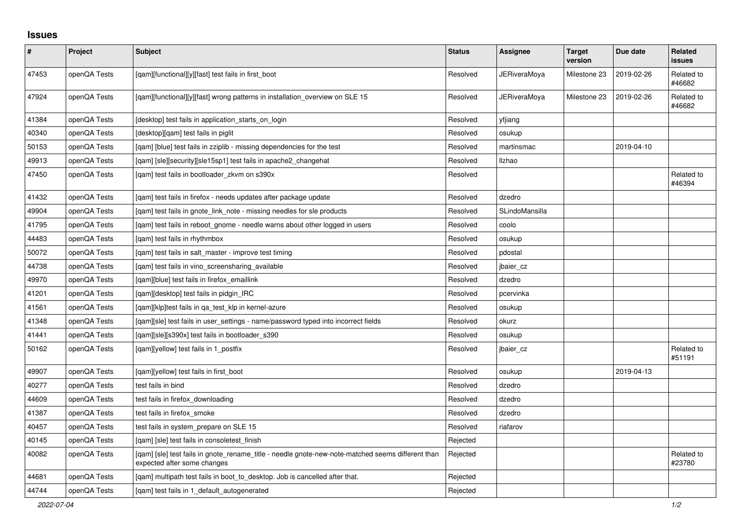# Issues

| # | Project | Subject | Status | Assignee | Target version | Due date | Related issues |
|---|---|---|---|---|---|---|---|
| 47453 | openQA Tests | [qam][functional][y][fast] test fails in first_boot | Resolved | JERiveraMoya | Milestone 23 | 2019-02-26 | Related to #46682 |
| 47924 | openQA Tests | [qam][functional][y][fast] wrong patterns in installation_overview on SLE 15 | Resolved | JERiveraMoya | Milestone 23 | 2019-02-26 | Related to #46682 |
| 41384 | openQA Tests | [desktop] test fails in application_starts_on_login | Resolved | yfjiang | | | |
| 40340 | openQA Tests | [desktop][qam] test fails in piglit | Resolved | osukup | | | |
| 50153 | openQA Tests | [qam] [blue] test fails in zziplib - missing dependencies for the test | Resolved | martinsmac | | 2019-04-10 | |
| 49913 | openQA Tests | [qam] [sle][security][sle15sp1] test fails in apache2_changehat | Resolved | llzhao | | | |
| 47450 | openQA Tests | [qam] test fails in bootloader_zkvm on s390x | Resolved | | | | Related to #46394 |
| 41432 | openQA Tests | [qam] test fails in firefox - needs updates after package update | Resolved | dzedro | | | |
| 49904 | openQA Tests | [qam] test fails in gnote_link_note - missing needles for sle products | Resolved | SLindoMansilla | | | |
| 41795 | openQA Tests | [qam] test fails in reboot_gnome - needle warns about other logged in users | Resolved | coolo | | | |
| 44483 | openQA Tests | [qam] test fails in rhythmbox | Resolved | osukup | | | |
| 50072 | openQA Tests | [qam] test fails in salt_master - improve test timing | Resolved | pdostal | | | |
| 44738 | openQA Tests | [qam] test fails in vino_screensharing_available | Resolved | jbaier_cz | | | |
| 49970 | openQA Tests | [qam][blue] test fails in firefox_emaillink | Resolved | dzedro | | | |
| 41201 | openQA Tests | [qam][desktop] test fails in pidgin_IRC | Resolved | pcervinka | | | |
| 41561 | openQA Tests | [qam][klp]test fails in qa_test_klp in kernel-azure | Resolved | osukup | | | |
| 41348 | openQA Tests | [qam][sle] test fails in user_settings - name/password typed into incorrect fields | Resolved | okurz | | | |
| 41441 | openQA Tests | [qam][sle][s390x] test fails in bootloader_s390 | Resolved | osukup | | | |
| 50162 | openQA Tests | [qam][yellow] test fails in 1_postfix | Resolved | jbaier_cz | | | Related to #51191 |
| 49907 | openQA Tests | [qam][yellow] test fails in first_boot | Resolved | osukup | | 2019-04-13 | |
| 40277 | openQA Tests | test fails in bind | Resolved | dzedro | | | |
| 44609 | openQA Tests | test fails in firefox_downloading | Resolved | dzedro | | | |
| 41387 | openQA Tests | test fails in firefox_smoke | Resolved | dzedro | | | |
| 40457 | openQA Tests | test fails in system_prepare on SLE 15 | Resolved | riafarov | | | |
| 40145 | openQA Tests | [qam] [sle] test fails in consoletest_finish | Rejected | | | | |
| 40082 | openQA Tests | [qam] [sle] test fails in gnote_rename_title - needle gnote-new-note-matched seems different than expected after some changes | Rejected | | | | Related to #23780 |
| 44681 | openQA Tests | [qam] multipath test fails in boot_to_desktop. Job is cancelled after that. | Rejected | | | | |
| 44744 | openQA Tests | [qam] test fails in 1_default_autogenerated | Rejected | | | | |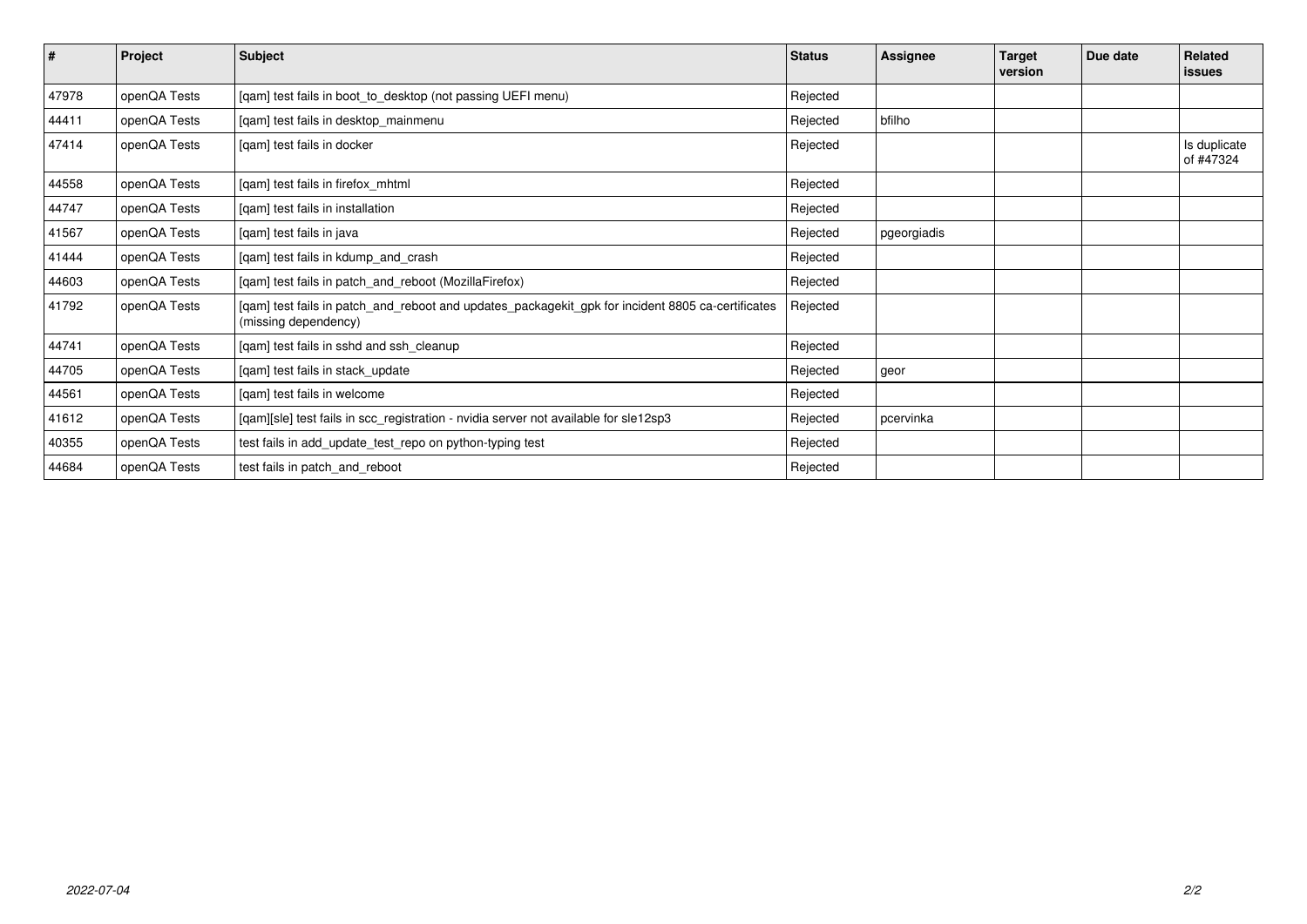| # | Project | Subject | Status | Assignee | Target version | Due date | Related issues |
|---|---|---|---|---|---|---|---|
| 47978 | openQA Tests | [qam] test fails in boot_to_desktop (not passing UEFI menu) | Rejected | | | | |
| 44411 | openQA Tests | [qam] test fails in desktop_mainmenu | Rejected | bfilho | | | |
| 47414 | openQA Tests | [qam] test fails in docker | Rejected | | | | Is duplicate of #47324 |
| 44558 | openQA Tests | [qam] test fails in firefox_mhtml | Rejected | | | | |
| 44747 | openQA Tests | [qam] test fails in installation | Rejected | | | | |
| 41567 | openQA Tests | [qam] test fails in java | Rejected | pgeorgiadis | | | |
| 41444 | openQA Tests | [qam] test fails in kdump_and_crash | Rejected | | | | |
| 44603 | openQA Tests | [qam] test fails in patch_and_reboot (MozillaFirefox) | Rejected | | | | |
| 41792 | openQA Tests | [qam] test fails in patch_and_reboot and updates_packagekit_gpk for incident 8805 ca-certificates (missing dependency) | Rejected | | | | |
| 44741 | openQA Tests | [qam] test fails in sshd and ssh_cleanup | Rejected | | | | |
| 44705 | openQA Tests | [qam] test fails in stack_update | Rejected | geor | | | |
| 44561 | openQA Tests | [qam] test fails in welcome | Rejected | | | | |
| 41612 | openQA Tests | [qam][sle] test fails in scc_registration - nvidia server not available for sle12sp3 | Rejected | pcervinka | | | |
| 40355 | openQA Tests | test fails in add_update_test_repo on python-typing test | Rejected | | | | |
| 44684 | openQA Tests | test fails in patch_and_reboot | Rejected | | | | |